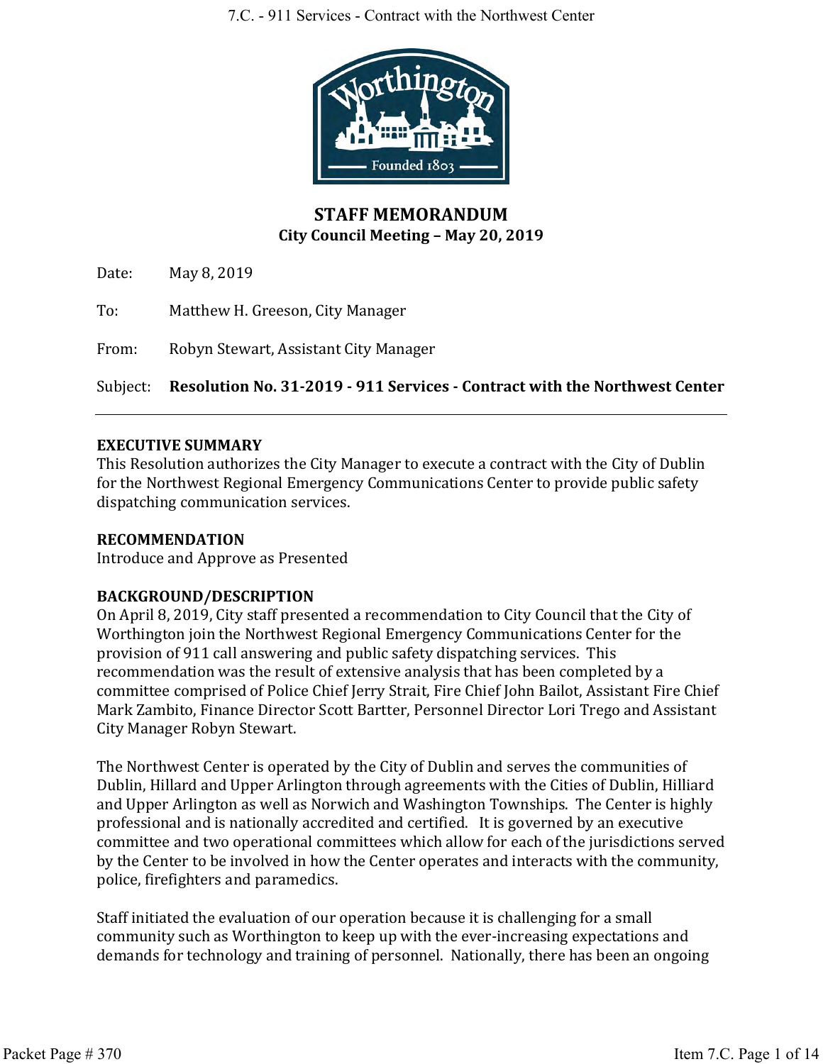## STAFF MEMORANDUM
### City Council Meeting – May 20, 2019

Date: May 8, 2019

To: Matthew H. Greeson, City Manager

From: Robyn Stewart, Assistant City Manager

Subject: **Resolution No. 31-2019 - 911 Services - Contract with the Northwest Center**

---

**EXECUTIVE SUMMARY**

This Resolution authorizes the City Manager to execute a contract with the City of Dublin for the Northwest Regional Emergency Communications Center to provide public safety dispatching communication services.

**RECOMMENDATION**

Introduce and Approve as Presented

**BACKGROUND/DESCRIPTION**

On April 8, 2019, City staff presented a recommendation to City Council that the City of Worthington join the Northwest Regional Emergency Communications Center for the provision of 911 call answering and public safety dispatching services. This recommendation was the result of extensive analysis that has been completed by a committee comprised of Police Chief Jerry Strait, Fire Chief John Bailot, Assistant Fire Chief Mark Zambito, Finance Director Scott Bartter, Personnel Director Lori Trego and Assistant City Manager Robyn Stewart.

The Northwest Center is operated by the City of Dublin and serves the communities of Dublin, Hillard and Upper Arlington through agreements with the Cities of Dublin, Hilliard and Upper Arlington as well as Norwich and Washington Townships. The Center is highly professional and is nationally accredited and certified. It is governed by an executive committee and two operational committees which allow for each of the jurisdictions served by the Center to be involved in how the Center operates and interacts with the community, police, firefighters and paramedics.

Staff initiated the evaluation of our operation because it is challenging for a small community such as Worthington to keep up with the ever-increasing expectations and demands for technology and training of personnel. Nationally, there has been an ongoing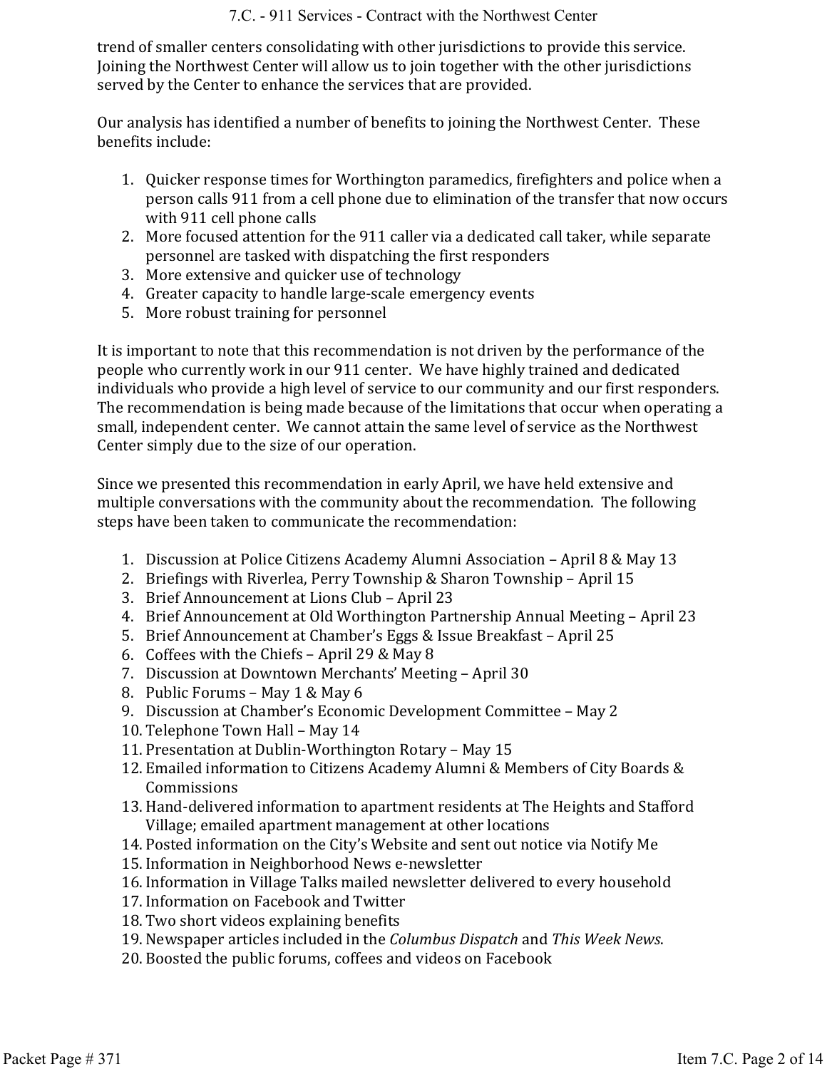trend of smaller centers consolidating with other jurisdictions to provide this service. Joining the Northwest Center will allow us to join together with the other jurisdictions served by the Center to enhance the services that are provided.

Our analysis has identified a number of benefits to joining the Northwest Center. These benefits include:

1. Quicker response times for Worthington paramedics, firefighters and police when a person calls 911 from a cell phone due to elimination of the transfer that now occurs with 911 cell phone calls
2. More focused attention for the 911 caller via a dedicated call taker, while separate personnel are tasked with dispatching the first responders
3. More extensive and quicker use of technology
4. Greater capacity to handle large-scale emergency events
5. More robust training for personnel

It is important to note that this recommendation is not driven by the performance of the people who currently work in our 911 center. We have highly trained and dedicated individuals who provide a high level of service to our community and our first responders. The recommendation is being made because of the limitations that occur when operating a small, independent center. We cannot attain the same level of service as the Northwest Center simply due to the size of our operation.

Since we presented this recommendation in early April, we have held extensive and multiple conversations with the community about the recommendation. The following steps have been taken to communicate the recommendation:

1. Discussion at Police Citizens Academy Alumni Association – April 8 & May 13
2. Briefings with Riverlea, Perry Township & Sharon Township – April 15
3. Brief Announcement at Lions Club – April 23
4. Brief Announcement at Old Worthington Partnership Annual Meeting – April 23
5. Brief Announcement at Chamber's Eggs & Issue Breakfast – April 25
6. Coffees with the Chiefs – April 29 & May 8
7. Discussion at Downtown Merchants' Meeting – April 30
8. Public Forums – May 1 & May 6
9. Discussion at Chamber's Economic Development Committee – May 2
10. Telephone Town Hall – May 14
11. Presentation at Dublin-Worthington Rotary – May 15
12. Emailed information to Citizens Academy Alumni & Members of City Boards & Commissions
13. Hand-delivered information to apartment residents at The Heights and Stafford Village; emailed apartment management at other locations
14. Posted information on the City's Website and sent out notice via Notify Me
15. Information in Neighborhood News e-newsletter
16. Information in Village Talks mailed newsletter delivered to every household
17. Information on Facebook and Twitter
18. Two short videos explaining benefits
19. Newspaper articles included in the *Columbus Dispatch* and *This Week News*.
20. Boosted the public forums, coffees and videos on Facebook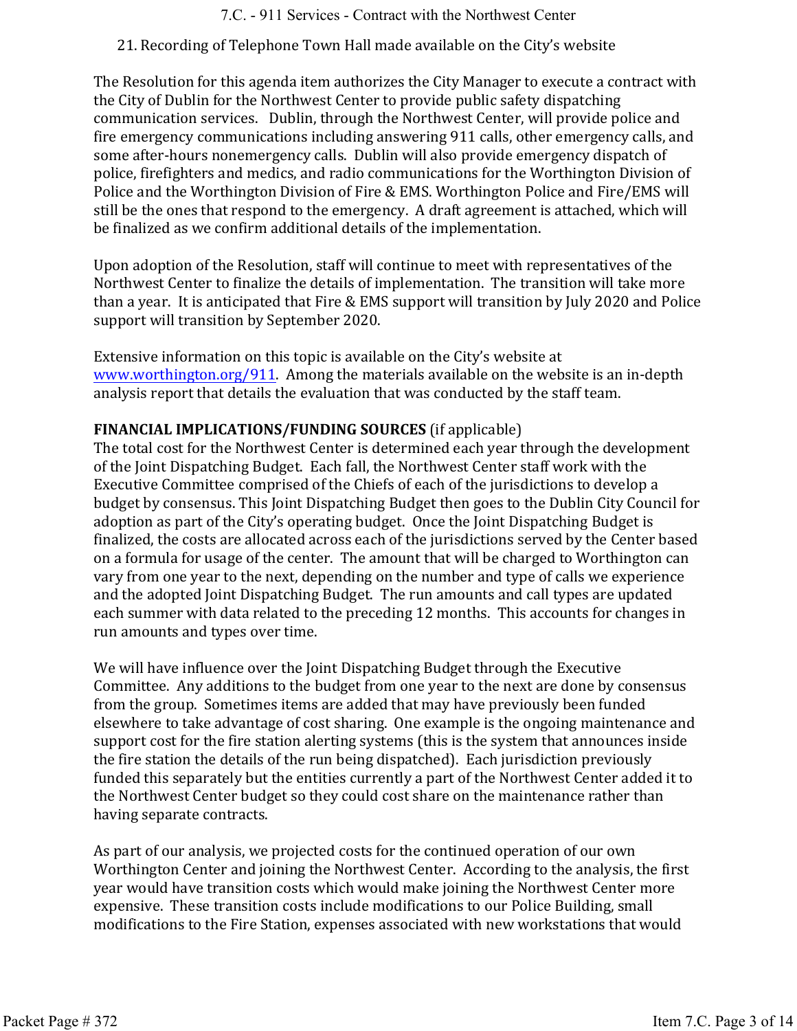21. Recording of Telephone Town Hall made available on the City's website

The Resolution for this agenda item authorizes the City Manager to execute a contract with the City of Dublin for the Northwest Center to provide public safety dispatching communication services. Dublin, through the Northwest Center, will provide police and fire emergency communications including answering 911 calls, other emergency calls, and some after-hours nonemergency calls. Dublin will also provide emergency dispatch of police, firefighters and medics, and radio communications for the Worthington Division of Police and the Worthington Division of Fire & EMS. Worthington Police and Fire/EMS will still be the ones that respond to the emergency. A draft agreement is attached, which will be finalized as we confirm additional details of the implementation.

Upon adoption of the Resolution, staff will continue to meet with representatives of the Northwest Center to finalize the details of implementation. The transition will take more than a year. It is anticipated that Fire & EMS support will transition by July 2020 and Police support will transition by September 2020.

Extensive information on this topic is available on the City's website at www.worthington.org/911. Among the materials available on the website is an in-depth analysis report that details the evaluation that was conducted by the staff team.

**FINANCIAL IMPLICATIONS/FUNDING SOURCES** (if applicable)
The total cost for the Northwest Center is determined each year through the development of the Joint Dispatching Budget. Each fall, the Northwest Center staff work with the Executive Committee comprised of the Chiefs of each of the jurisdictions to develop a budget by consensus. This Joint Dispatching Budget then goes to the Dublin City Council for adoption as part of the City's operating budget. Once the Joint Dispatching Budget is finalized, the costs are allocated across each of the jurisdictions served by the Center based on a formula for usage of the center. The amount that will be charged to Worthington can vary from one year to the next, depending on the number and type of calls we experience and the adopted Joint Dispatching Budget. The run amounts and call types are updated each summer with data related to the preceding 12 months. This accounts for changes in run amounts and types over time.

We will have influence over the Joint Dispatching Budget through the Executive Committee. Any additions to the budget from one year to the next are done by consensus from the group. Sometimes items are added that may have previously been funded elsewhere to take advantage of cost sharing. One example is the ongoing maintenance and support cost for the fire station alerting systems (this is the system that announces inside the fire station the details of the run being dispatched). Each jurisdiction previously funded this separately but the entities currently a part of the Northwest Center added it to the Northwest Center budget so they could cost share on the maintenance rather than having separate contracts.

As part of our analysis, we projected costs for the continued operation of our own Worthington Center and joining the Northwest Center. According to the analysis, the first year would have transition costs which would make joining the Northwest Center more expensive. These transition costs include modifications to our Police Building, small modifications to the Fire Station, expenses associated with new workstations that would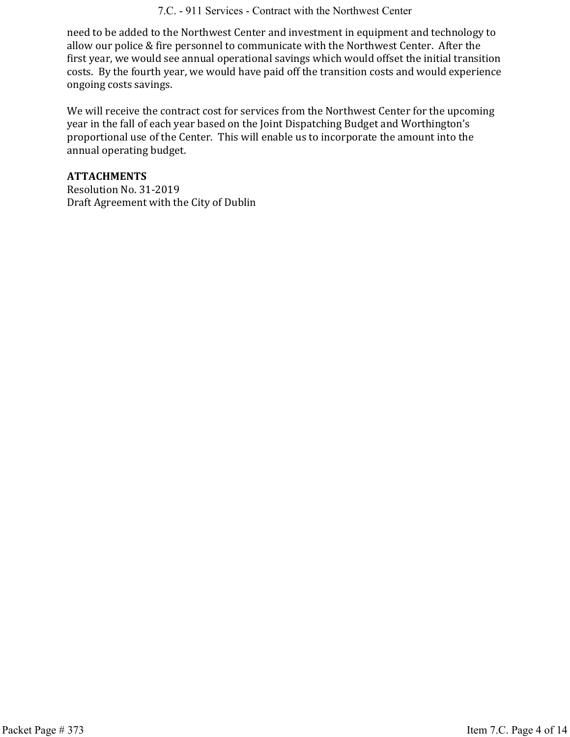need to be added to the Northwest Center and investment in equipment and technology to allow our police & fire personnel to communicate with the Northwest Center. After the first year, we would see annual operational savings which would offset the initial transition costs. By the fourth year, we would have paid off the transition costs and would experience ongoing costs savings.

We will receive the contract cost for services from the Northwest Center for the upcoming year in the fall of each year based on the Joint Dispatching Budget and Worthington's proportional use of the Center. This will enable us to incorporate the amount into the annual operating budget.

**ATTACHMENTS**
Resolution No. 31-2019
Draft Agreement with the City of Dublin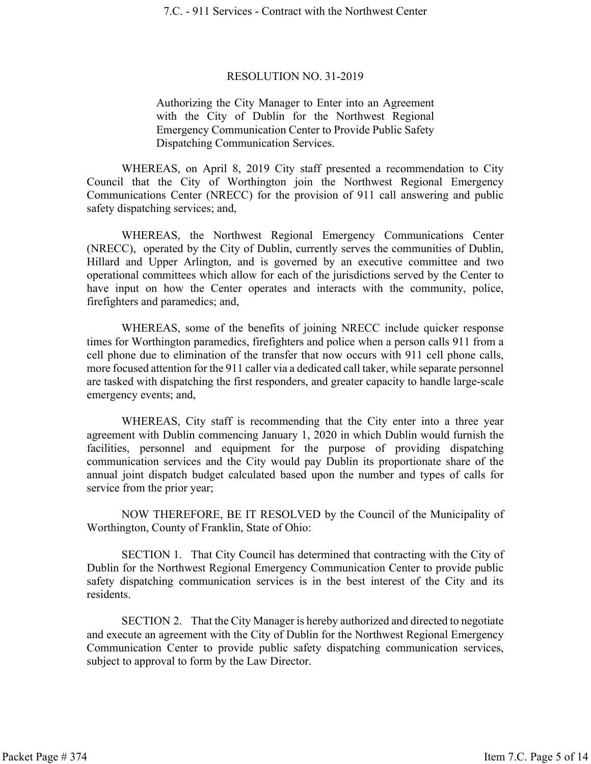# RESOLUTION NO. 31-2019

Authorizing the City Manager to Enter into an Agreement with the City of Dublin for the Northwest Regional Emergency Communication Center to Provide Public Safety Dispatching Communication Services.

WHEREAS, on April 8, 2019 City staff presented a recommendation to City Council that the City of Worthington join the Northwest Regional Emergency Communications Center (NRECC) for the provision of 911 call answering and public safety dispatching services; and,

WHEREAS, the Northwest Regional Emergency Communications Center (NRECC), operated by the City of Dublin, currently serves the communities of Dublin, Hillard and Upper Arlington, and is governed by an executive committee and two operational committees which allow for each of the jurisdictions served by the Center to have input on how the Center operates and interacts with the community, police, firefighters and paramedics; and,

WHEREAS, some of the benefits of joining NRECC include quicker response times for Worthington paramedics, firefighters and police when a person calls 911 from a cell phone due to elimination of the transfer that now occurs with 911 cell phone calls, more focused attention for the 911 caller via a dedicated call taker, while separate personnel are tasked with dispatching the first responders, and greater capacity to handle large-scale emergency events; and,

WHEREAS, City staff is recommending that the City enter into a three year agreement with Dublin commencing January 1, 2020 in which Dublin would furnish the facilities, personnel and equipment for the purpose of providing dispatching communication services and the City would pay Dublin its proportionate share of the annual joint dispatch budget calculated based upon the number and types of calls for service from the prior year;

NOW THEREFORE, BE IT RESOLVED by the Council of the Municipality of Worthington, County of Franklin, State of Ohio:

SECTION 1. That City Council has determined that contracting with the City of Dublin for the Northwest Regional Emergency Communication Center to provide public safety dispatching communication services is in the best interest of the City and its residents.

SECTION 2. That the City Manager is hereby authorized and directed to negotiate and execute an agreement with the City of Dublin for the Northwest Regional Emergency Communication Center to provide public safety dispatching communication services, subject to approval to form by the Law Director.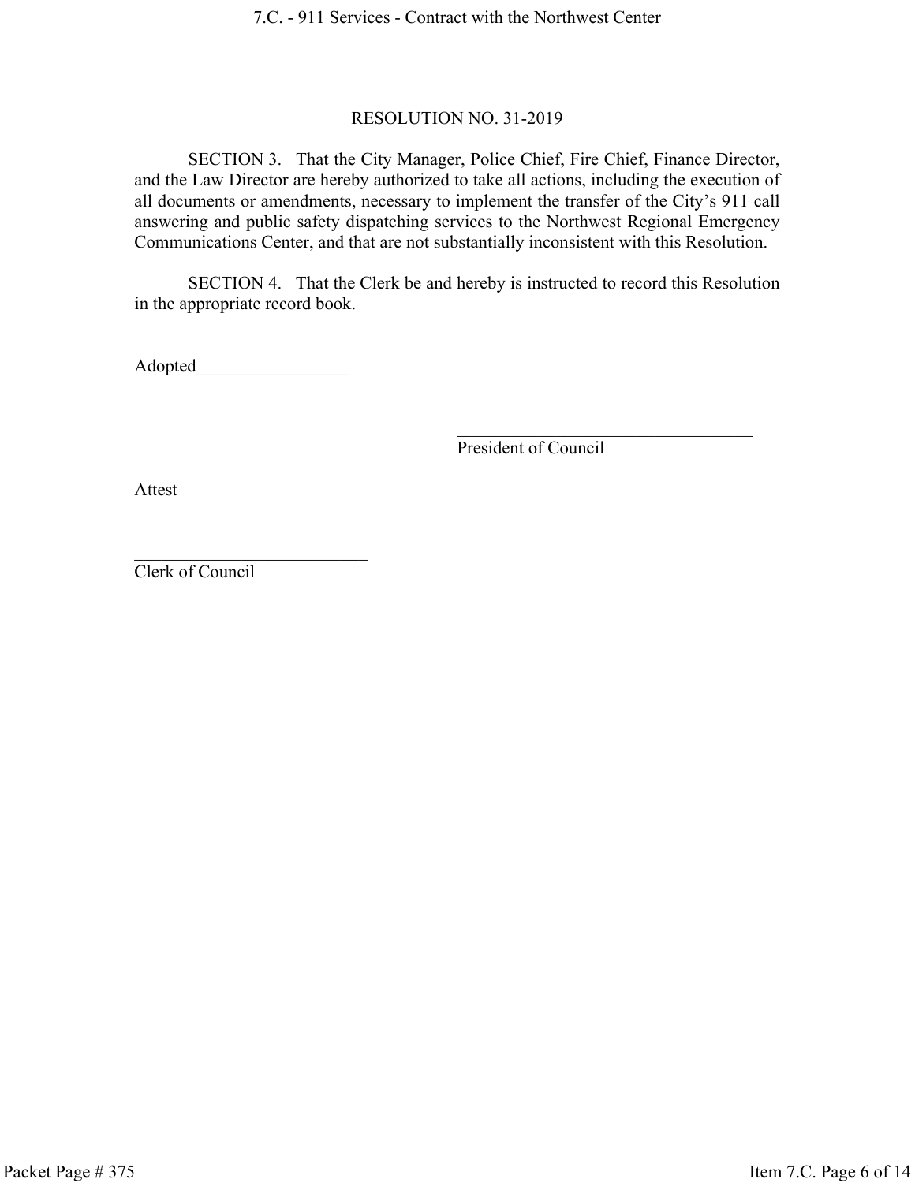RESOLUTION NO. 31-2019

SECTION 3. That the City Manager, Police Chief, Fire Chief, Finance Director, and the Law Director are hereby authorized to take all actions, including the execution of all documents or amendments, necessary to implement the transfer of the City's 911 call answering and public safety dispatching services to the Northwest Regional Emergency Communications Center, and that are not substantially inconsistent with this Resolution.

SECTION 4. That the Clerk be and hereby is instructed to record this Resolution in the appropriate record book.

Adopted_________________

___________________________________
President of Council

Attest

__________________________
Clerk of Council